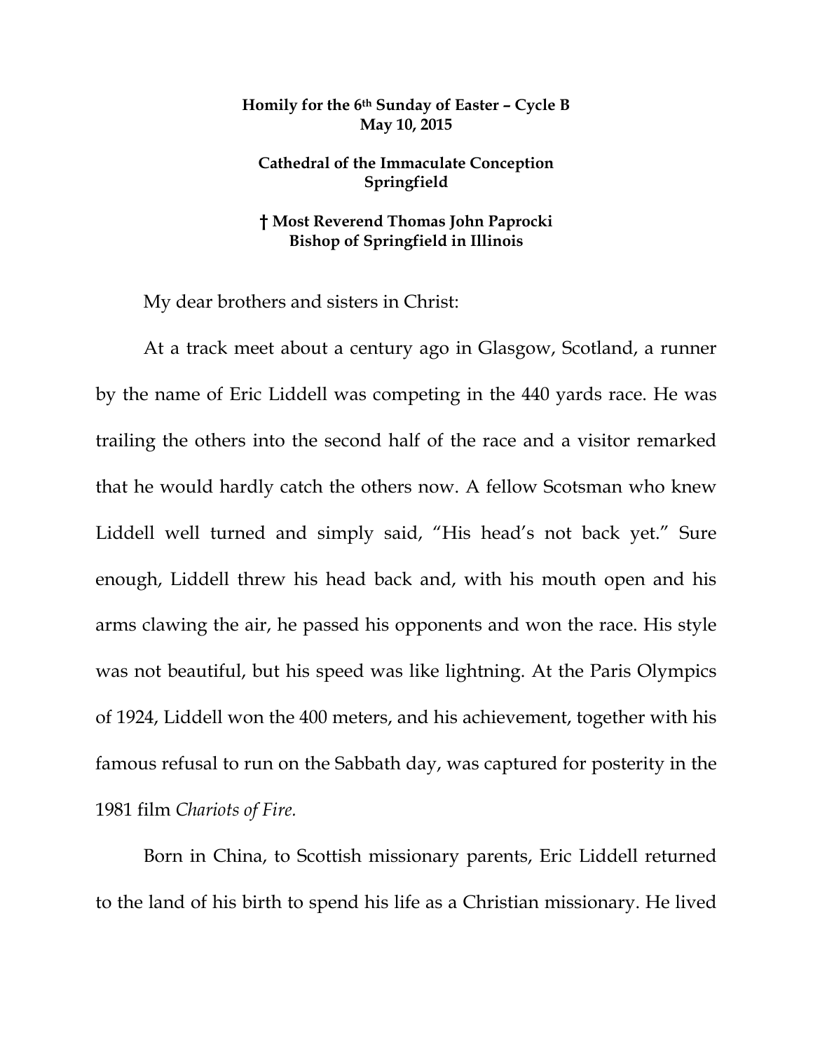**Homily for the 6th Sunday of Easter – Cycle B**
**May 10, 2015**

**Cathedral of the Immaculate Conception**
**Springfield**

**† Most Reverend Thomas John Paprocki**
**Bishop of Springfield in Illinois**

My dear brothers and sisters in Christ:

At a track meet about a century ago in Glasgow, Scotland, a runner by the name of Eric Liddell was competing in the 440 yards race. He was trailing the others into the second half of the race and a visitor remarked that he would hardly catch the others now. A fellow Scotsman who knew Liddell well turned and simply said, "His head's not back yet." Sure enough, Liddell threw his head back and, with his mouth open and his arms clawing the air, he passed his opponents and won the race. His style was not beautiful, but his speed was like lightning. At the Paris Olympics of 1924, Liddell won the 400 meters, and his achievement, together with his famous refusal to run on the Sabbath day, was captured for posterity in the 1981 film *Chariots of Fire.*

Born in China, to Scottish missionary parents, Eric Liddell returned to the land of his birth to spend his life as a Christian missionary. He lived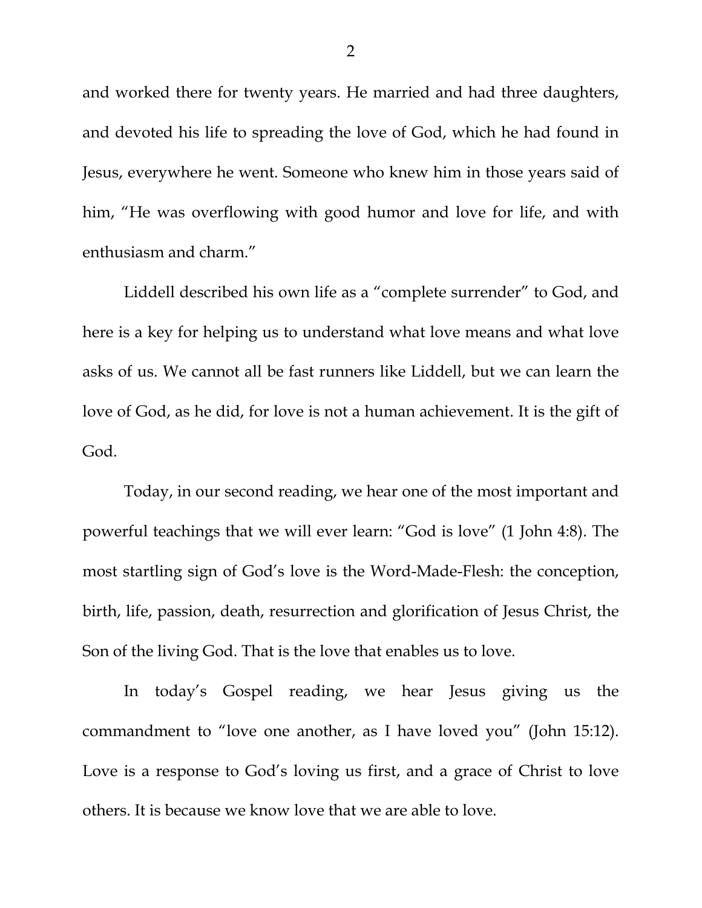and worked there for twenty years. He married and had three daughters, and devoted his life to spreading the love of God, which he had found in Jesus, everywhere he went. Someone who knew him in those years said of him, "He was overflowing with good humor and love for life, and with enthusiasm and charm."

Liddell described his own life as a "complete surrender" to God, and here is a key for helping us to understand what love means and what love asks of us. We cannot all be fast runners like Liddell, but we can learn the love of God, as he did, for love is not a human achievement. It is the gift of God.

Today, in our second reading, we hear one of the most important and powerful teachings that we will ever learn: "God is love" (1 John 4:8). The most startling sign of God's love is the Word-Made-Flesh: the conception, birth, life, passion, death, resurrection and glorification of Jesus Christ, the Son of the living God. That is the love that enables us to love.

In today's Gospel reading, we hear Jesus giving us the commandment to "love one another, as I have loved you" (John 15:12). Love is a response to God's loving us first, and a grace of Christ to love others. It is because we know love that we are able to love.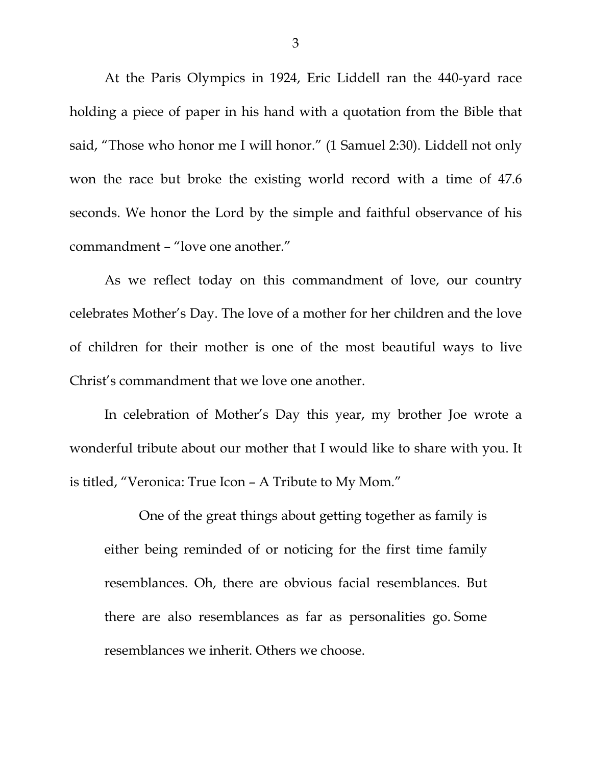At the Paris Olympics in 1924, Eric Liddell ran the 440-yard race holding a piece of paper in his hand with a quotation from the Bible that said, "Those who honor me I will honor." (1 Samuel 2:30). Liddell not only won the race but broke the existing world record with a time of 47.6 seconds. We honor the Lord by the simple and faithful observance of his commandment – "love one another."

As we reflect today on this commandment of love, our country celebrates Mother's Day. The love of a mother for her children and the love of children for their mother is one of the most beautiful ways to live Christ's commandment that we love one another.

In celebration of Mother's Day this year, my brother Joe wrote a wonderful tribute about our mother that I would like to share with you. It is titled, "Veronica: True Icon – A Tribute to My Mom."

> One of the great things about getting together as family is either being reminded of or noticing for the first time family resemblances. Oh, there are obvious facial resemblances. But there are also resemblances as far as personalities go. Some resemblances we inherit. Others we choose.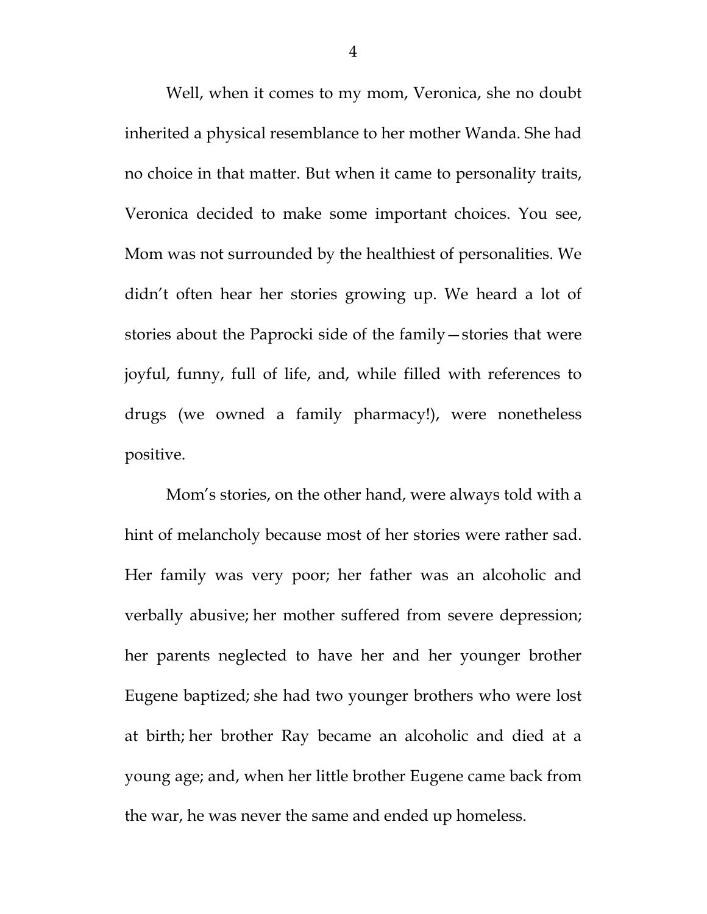Well, when it comes to my mom, Veronica, she no doubt inherited a physical resemblance to her mother Wanda. She had no choice in that matter. But when it came to personality traits, Veronica decided to make some important choices. You see, Mom was not surrounded by the healthiest of personalities. We didn't often hear her stories growing up. We heard a lot of stories about the Paprocki side of the family—stories that were joyful, funny, full of life, and, while filled with references to drugs (we owned a family pharmacy!), were nonetheless positive.

Mom's stories, on the other hand, were always told with a hint of melancholy because most of her stories were rather sad. Her family was very poor; her father was an alcoholic and verbally abusive; her mother suffered from severe depression; her parents neglected to have her and her younger brother Eugene baptized; she had two younger brothers who were lost at birth; her brother Ray became an alcoholic and died at a young age; and, when her little brother Eugene came back from the war, he was never the same and ended up homeless.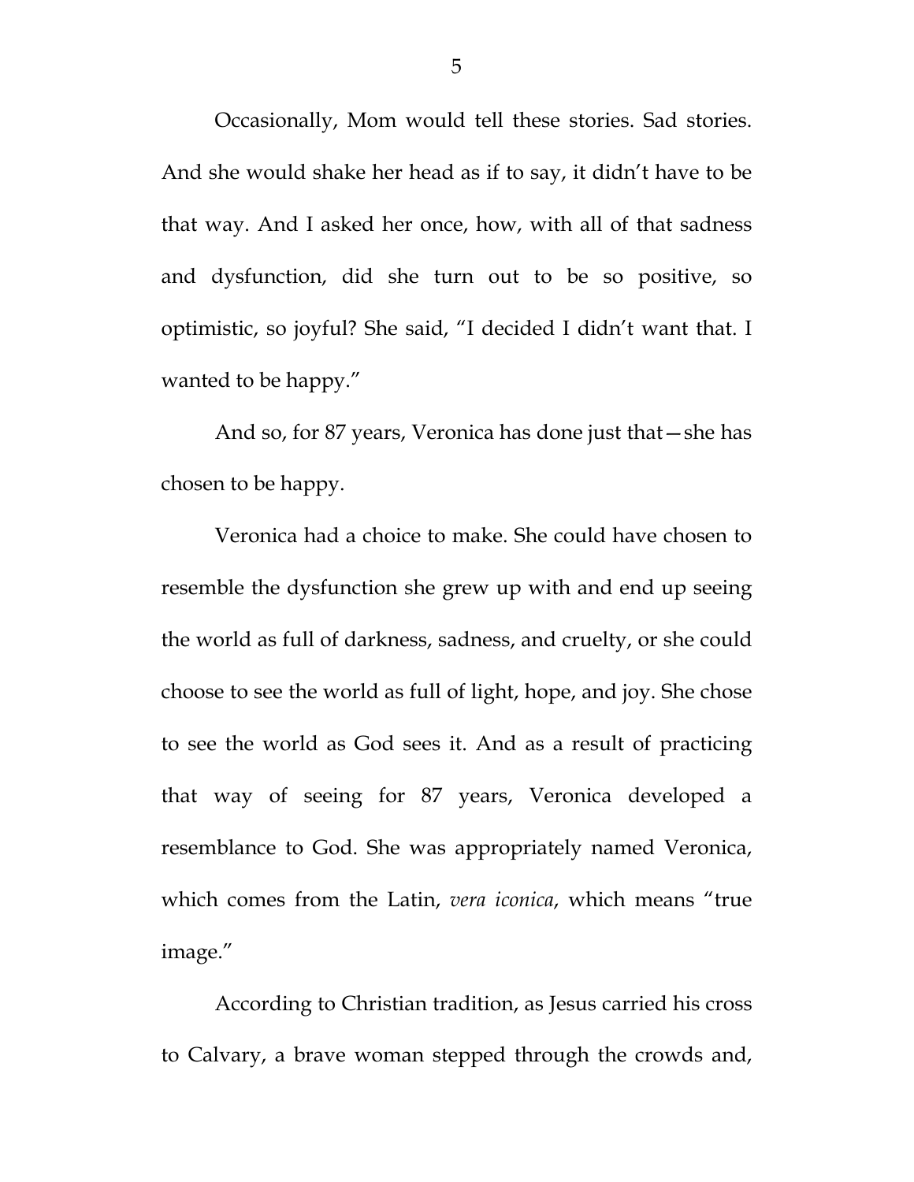Occasionally, Mom would tell these stories. Sad stories. And she would shake her head as if to say, it didn't have to be that way. And I asked her once, how, with all of that sadness and dysfunction, did she turn out to be so positive, so optimistic, so joyful? She said, "I decided I didn't want that. I wanted to be happy."

And so, for 87 years, Veronica has done just that—she has chosen to be happy.

Veronica had a choice to make. She could have chosen to resemble the dysfunction she grew up with and end up seeing the world as full of darkness, sadness, and cruelty, or she could choose to see the world as full of light, hope, and joy. She chose to see the world as God sees it. And as a result of practicing that way of seeing for 87 years, Veronica developed a resemblance to God. She was appropriately named Veronica, which comes from the Latin, *vera iconica*, which means "true image."

According to Christian tradition, as Jesus carried his cross to Calvary, a brave woman stepped through the crowds and,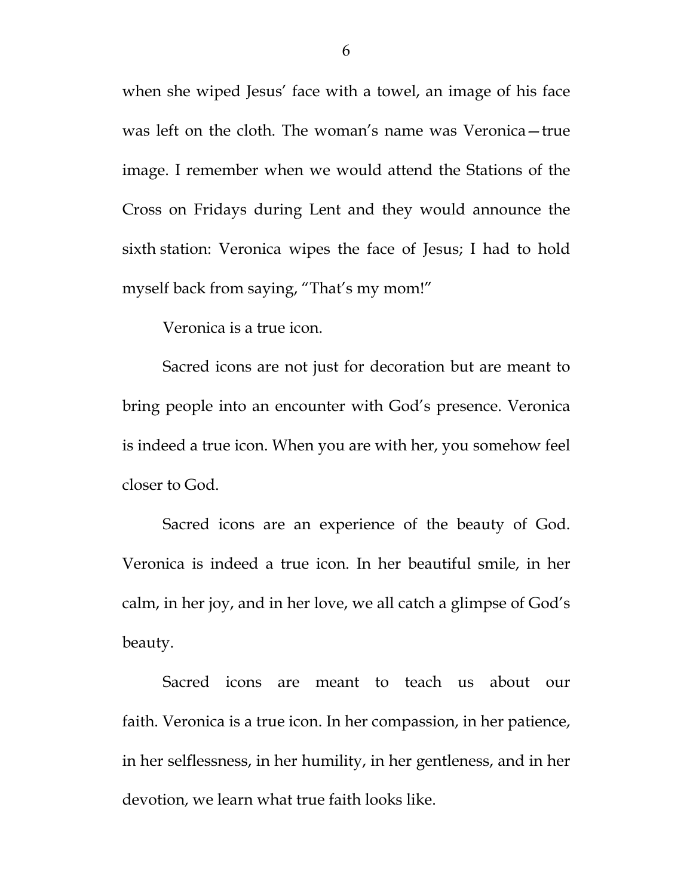when she wiped Jesus' face with a towel, an image of his face was left on the cloth. The woman's name was Veronica—true image. I remember when we would attend the Stations of the Cross on Fridays during Lent and they would announce the sixth station: Veronica wipes the face of Jesus; I had to hold myself back from saying, "That's my mom!"

Veronica is a true icon.

Sacred icons are not just for decoration but are meant to bring people into an encounter with God's presence. Veronica is indeed a true icon. When you are with her, you somehow feel closer to God.

Sacred icons are an experience of the beauty of God. Veronica is indeed a true icon. In her beautiful smile, in her calm, in her joy, and in her love, we all catch a glimpse of God's beauty.

Sacred icons are meant to teach us about our faith. Veronica is a true icon. In her compassion, in her patience, in her selflessness, in her humility, in her gentleness, and in her devotion, we learn what true faith looks like.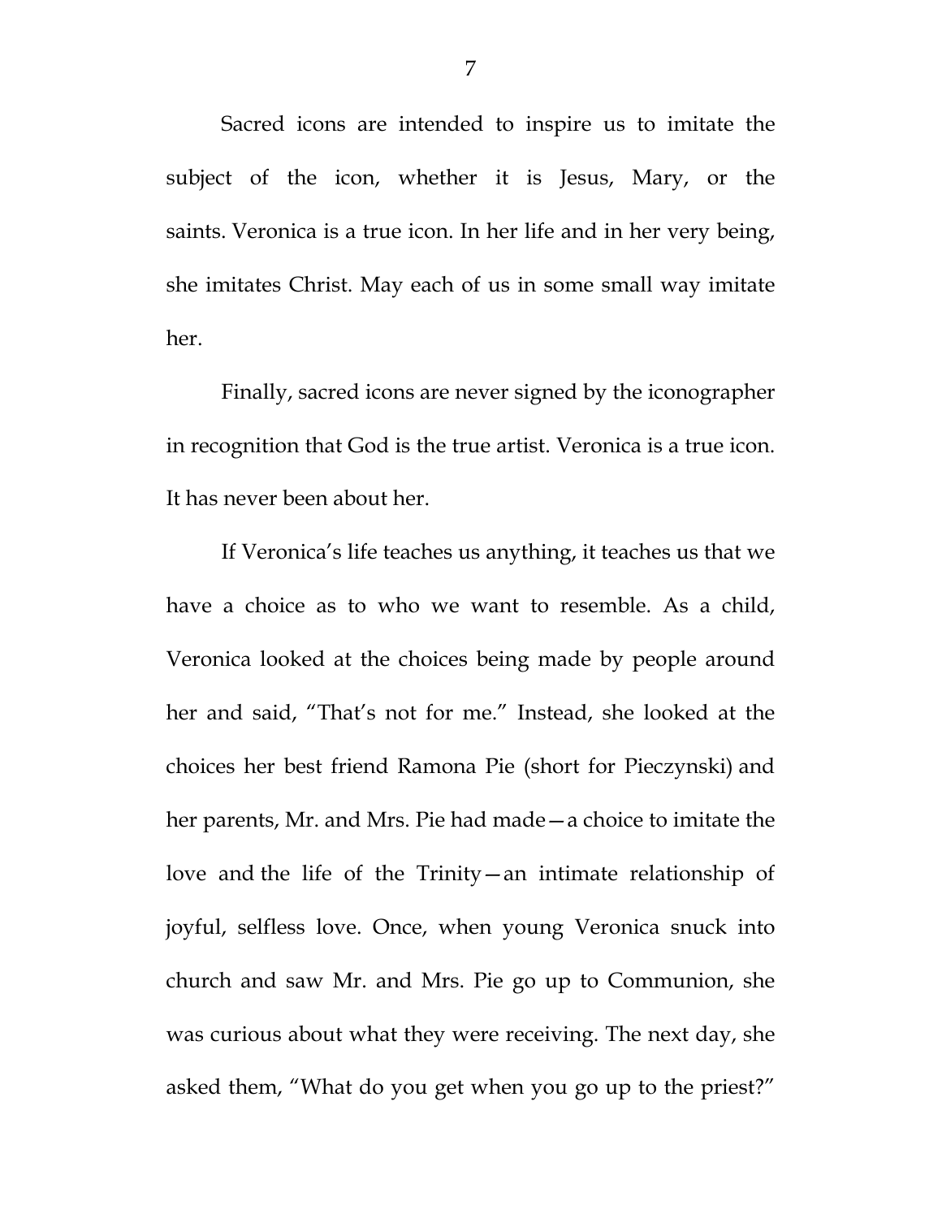Sacred icons are intended to inspire us to imitate the subject of the icon, whether it is Jesus, Mary, or the saints. Veronica is a true icon. In her life and in her very being, she imitates Christ. May each of us in some small way imitate her.

Finally, sacred icons are never signed by the iconographer in recognition that God is the true artist. Veronica is a true icon. It has never been about her.

If Veronica's life teaches us anything, it teaches us that we have a choice as to who we want to resemble. As a child, Veronica looked at the choices being made by people around her and said, "That's not for me." Instead, she looked at the choices her best friend Ramona Pie (short for Pieczynski) and her parents, Mr. and Mrs. Pie had made—a choice to imitate the love and the life of the Trinity—an intimate relationship of joyful, selfless love. Once, when young Veronica snuck into church and saw Mr. and Mrs. Pie go up to Communion, she was curious about what they were receiving. The next day, she asked them, "What do you get when you go up to the priest?"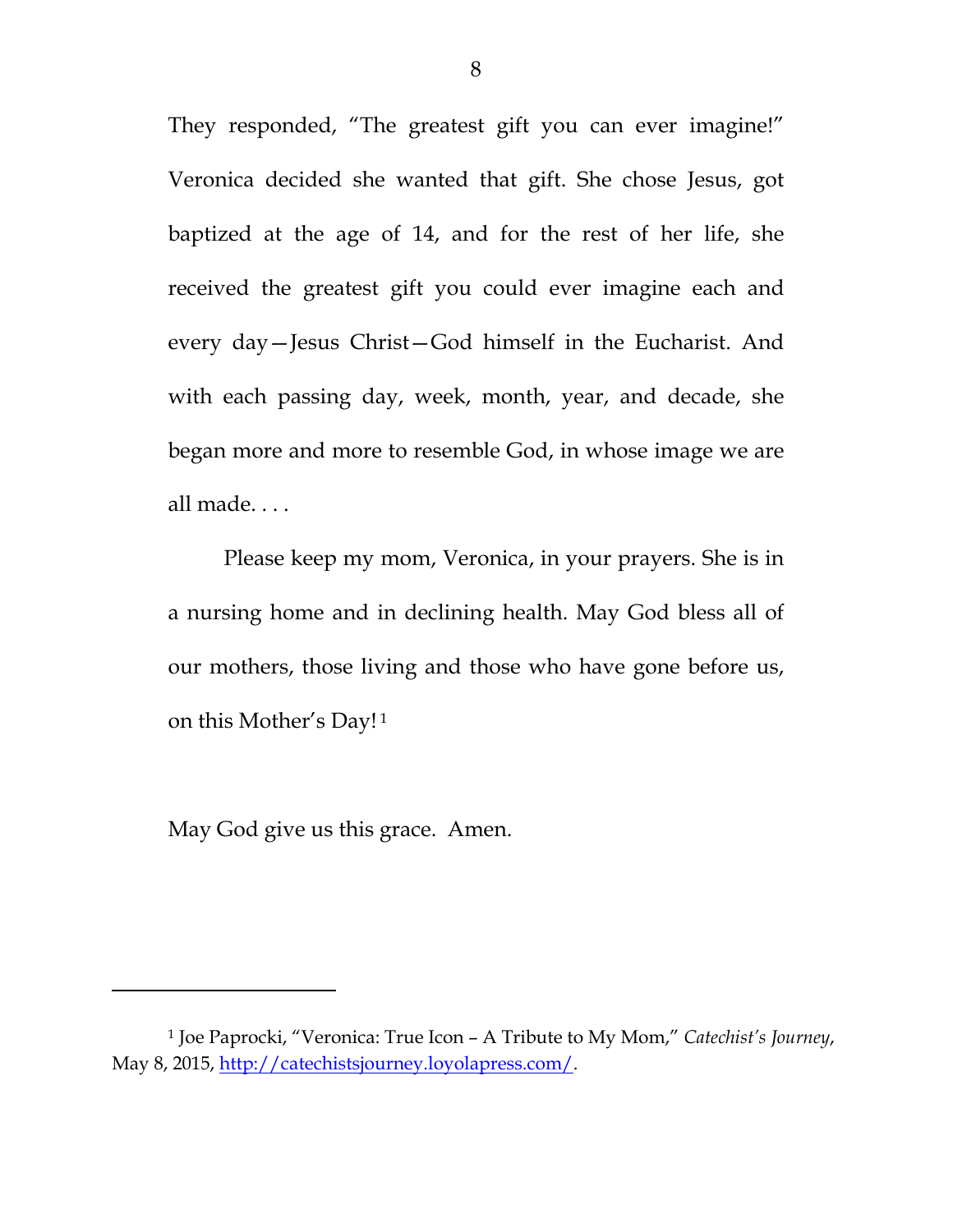They responded, "The greatest gift you can ever imagine!" Veronica decided she wanted that gift. She chose Jesus, got baptized at the age of 14, and for the rest of her life, she received the greatest gift you could ever imagine each and every day—Jesus Christ—God himself in the Eucharist. And with each passing day, week, month, year, and decade, she began more and more to resemble God, in whose image we are all made. . . .

Please keep my mom, Veronica, in your prayers. She is in a nursing home and in declining health. May God bless all of our mothers, those living and those who have gone before us, on this Mother's Day![1]

May God give us this grace. Amen.

---

[1] Joe Paprocki, "Veronica: True Icon – A Tribute to My Mom," *Catechist's Journey*, May 8, 2015, http://catechistsjourney.loyolapress.com/.